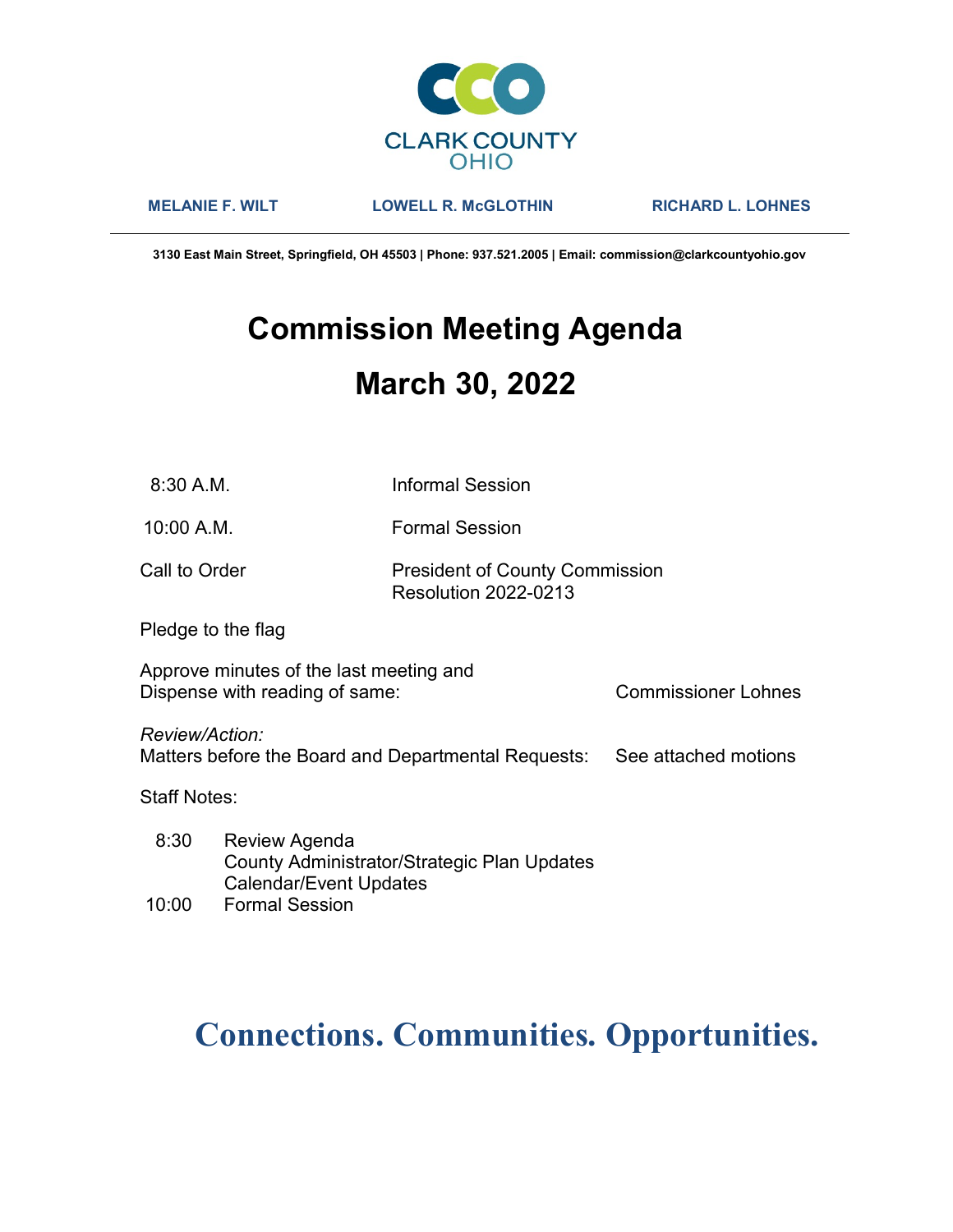CLARK COUNTY
OHIO

**MELANIE F. WILT** **LOWELL R. McGLOTHIN** **RICHARD L. LOHNES**

**3130 East Main Street, Springfield, OH 45503 | Phone: 937.521.2005 | Email: commission@clarkcountyohio.gov**

# Commission Meeting Agenda

# March 30, 2022

| | |
|---|---|
| 8:30 A.M. | Informal Session |
| 10:00 A.M. | Formal Session |
| Call to Order | President of County Commission<br>Resolution 2022-0213 |

Pledge to the flag

Approve minutes of the last meeting and
Dispense with reading of same: Commissioner Lohnes

*Review/Action:*
Matters before the Board and Departmental Requests: See attached motions

Staff Notes:

| | |
|---|---|
| 8:30 | Review Agenda<br>County Administrator/Strategic Plan Updates<br>Calendar/Event Updates |
| 10:00 | Formal Session |

**Connections. Communities. Opportunities.**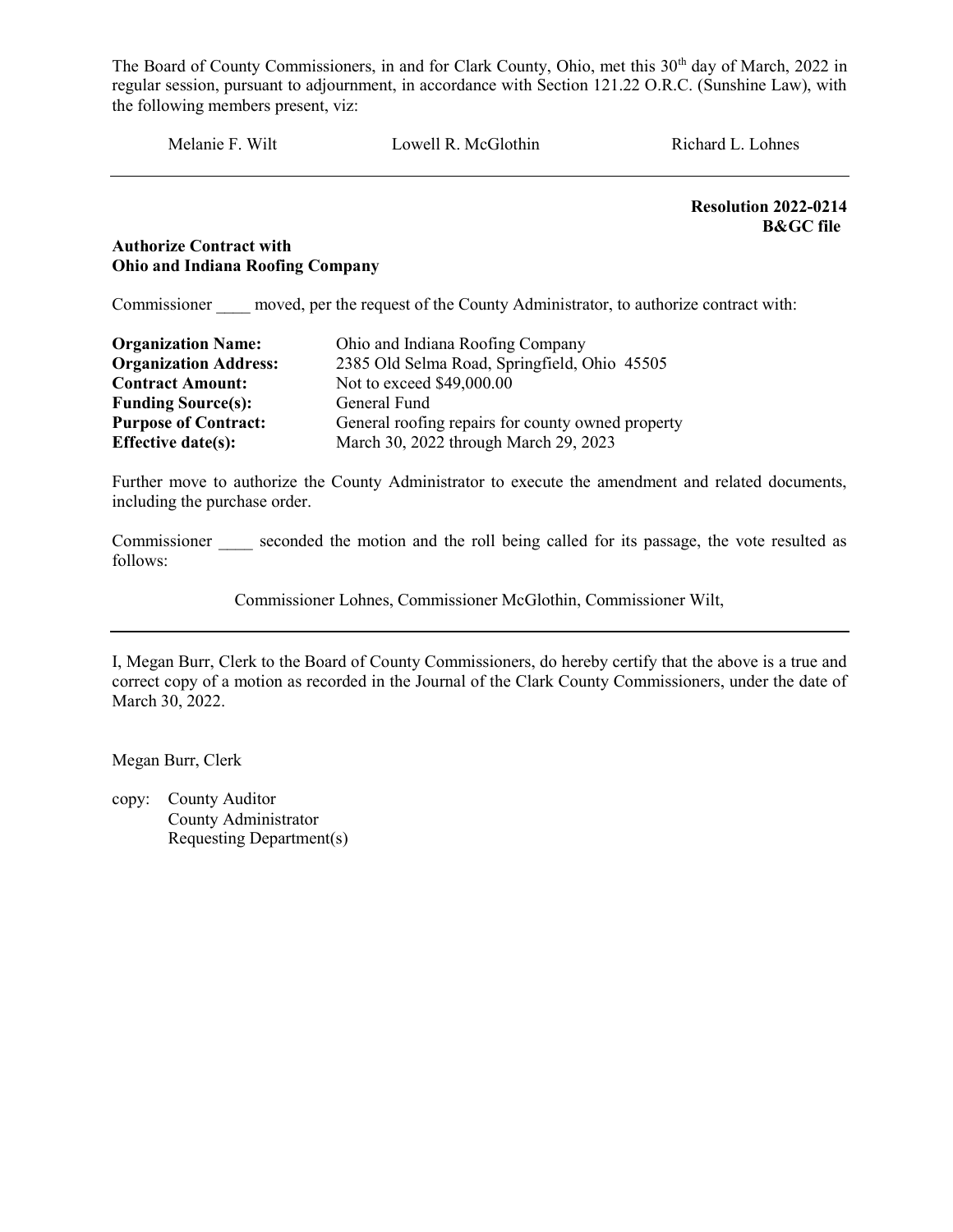The Board of County Commissioners, in and for Clark County, Ohio, met this 30th day of March, 2022 in regular session, pursuant to adjournment, in accordance with Section 121.22 O.R.C. (Sunshine Law), with the following members present, viz:

Melanie F. Wilt          Lowell R. McGlothin          Richard L. Lohnes

---

**Resolution 2022-0214**
**B&GC file**

**Authorize Contract with**
**Ohio and Indiana Roofing Company**

Commissioner ____ moved, per the request of the County Administrator, to authorize contract with:

| | |
|---|---|
| **Organization Name:** | Ohio and Indiana Roofing Company |
| **Organization Address:** | 2385 Old Selma Road, Springfield, Ohio 45505 |
| **Contract Amount:** | Not to exceed $49,000.00 |
| **Funding Source(s):** | General Fund |
| **Purpose of Contract:** | General roofing repairs for county owned property |
| **Effective date(s):** | March 30, 2022 through March 29, 2023 |

Further move to authorize the County Administrator to execute the amendment and related documents, including the purchase order.

Commissioner ____ seconded the motion and the roll being called for its passage, the vote resulted as follows:

Commissioner Lohnes, Commissioner McGlothin, Commissioner Wilt,

---

I, Megan Burr, Clerk to the Board of County Commissioners, do hereby certify that the above is a true and correct copy of a motion as recorded in the Journal of the Clark County Commissioners, under the date of March 30, 2022.

Megan Burr, Clerk

copy: County Auditor
County Administrator
Requesting Department(s)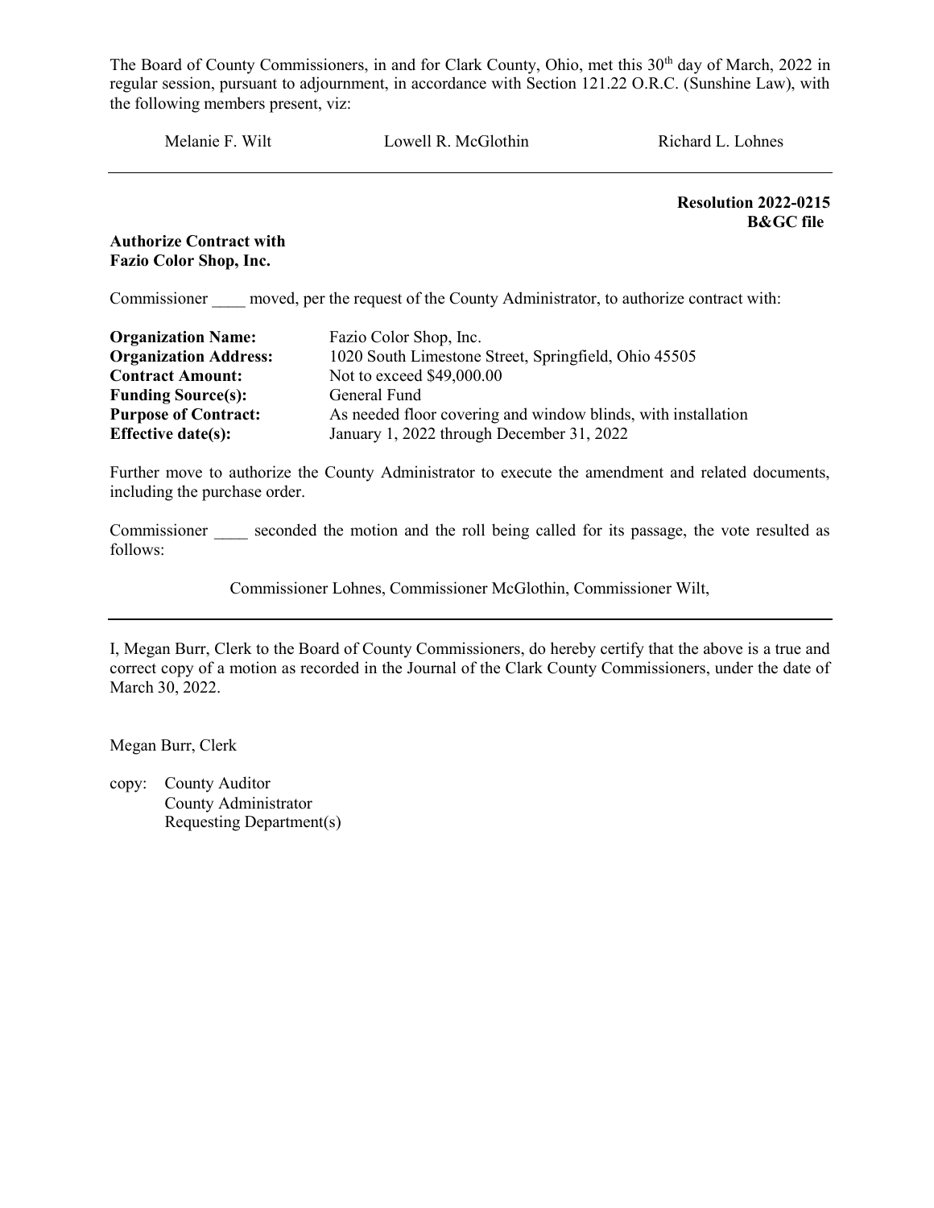The Board of County Commissioners, in and for Clark County, Ohio, met this 30th day of March, 2022 in regular session, pursuant to adjournment, in accordance with Section 121.22 O.R.C. (Sunshine Law), with the following members present, viz:

Melanie F. Wilt    Lowell R. McGlothin    Richard L. Lohnes

---

**Resolution 2022-0215**
**B&GC file**

**Authorize Contract with Fazio Color Shop, Inc.**

Commissioner ____ moved, per the request of the County Administrator, to authorize contract with:

| | |
|---|---|
| **Organization Name:** | Fazio Color Shop, Inc. |
| **Organization Address:** | 1020 South Limestone Street, Springfield, Ohio 45505 |
| **Contract Amount:** | Not to exceed $49,000.00 |
| **Funding Source(s):** | General Fund |
| **Purpose of Contract:** | As needed floor covering and window blinds, with installation |
| **Effective date(s):** | January 1, 2022 through December 31, 2022 |

Further move to authorize the County Administrator to execute the amendment and related documents, including the purchase order.

Commissioner ____ seconded the motion and the roll being called for its passage, the vote resulted as follows:

Commissioner Lohnes, Commissioner McGlothin, Commissioner Wilt,

---

I, Megan Burr, Clerk to the Board of County Commissioners, do hereby certify that the above is a true and correct copy of a motion as recorded in the Journal of the Clark County Commissioners, under the date of March 30, 2022.

Megan Burr, Clerk

copy: County Auditor
County Administrator
Requesting Department(s)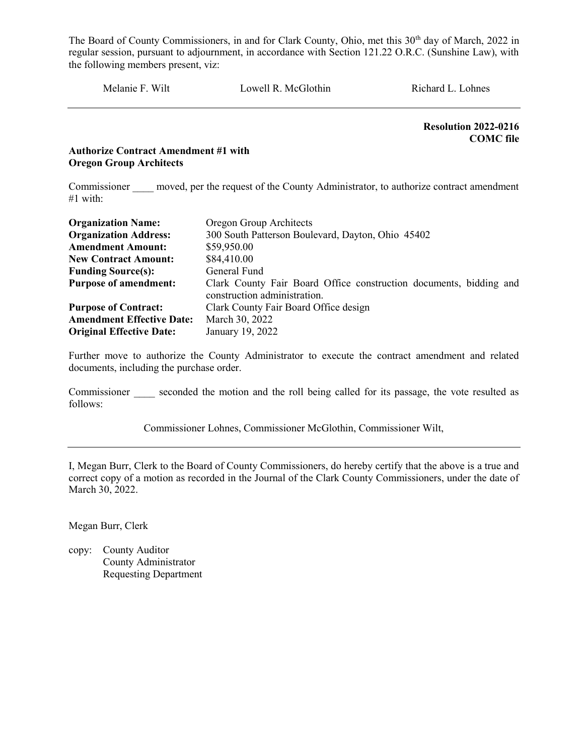The Board of County Commissioners, in and for Clark County, Ohio, met this 30th day of March, 2022 in regular session, pursuant to adjournment, in accordance with Section 121.22 O.R.C. (Sunshine Law), with the following members present, viz:

Melanie F. Wilt        Lowell R. McGlothin        Richard L. Lohnes

---

**Resolution 2022-0216**
**COMC file**

**Authorize Contract Amendment #1 with Oregon Group Architects**

Commissioner ____ moved, per the request of the County Administrator, to authorize contract amendment #1 with:

| | |
|---|---|
| **Organization Name:** | Oregon Group Architects |
| **Organization Address:** | 300 South Patterson Boulevard, Dayton, Ohio 45402 |
| **Amendment Amount:** | $59,950.00 |
| **New Contract Amount:** | $84,410.00 |
| **Funding Source(s):** | General Fund |
| **Purpose of amendment:** | Clark County Fair Board Office construction documents, bidding and construction administration. |
| **Purpose of Contract:** | Clark County Fair Board Office design |
| **Amendment Effective Date:** | March 30, 2022 |
| **Original Effective Date:** | January 19, 2022 |

Further move to authorize the County Administrator to execute the contract amendment and related documents, including the purchase order.

Commissioner ____ seconded the motion and the roll being called for its passage, the vote resulted as follows:

Commissioner Lohnes, Commissioner McGlothin, Commissioner Wilt,

---

I, Megan Burr, Clerk to the Board of County Commissioners, do hereby certify that the above is a true and correct copy of a motion as recorded in the Journal of the Clark County Commissioners, under the date of March 30, 2022.

Megan Burr, Clerk

copy: County Auditor
County Administrator
Requesting Department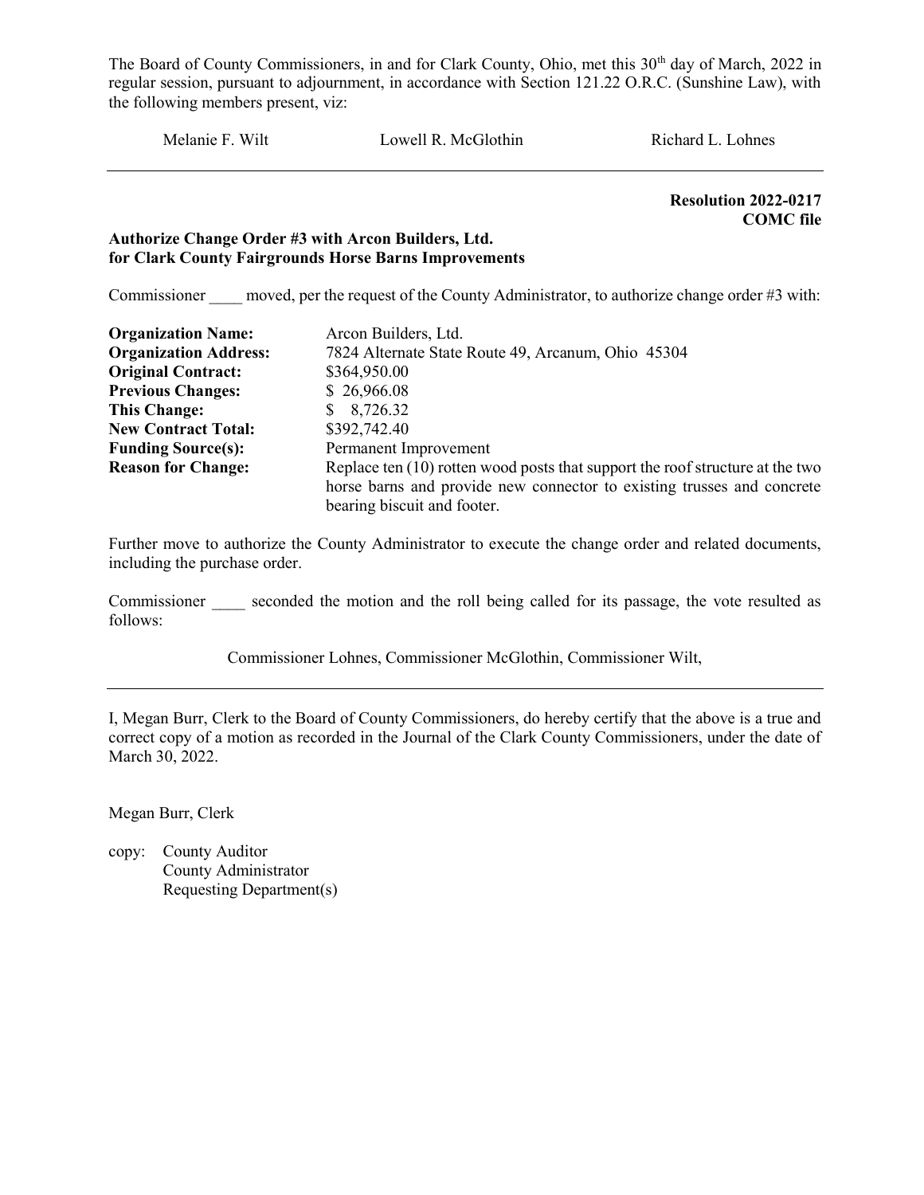The Board of County Commissioners, in and for Clark County, Ohio, met this 30th day of March, 2022 in regular session, pursuant to adjournment, in accordance with Section 121.22 O.R.C. (Sunshine Law), with the following members present, viz:

Melanie F. Wilt Lowell R. McGlothin Richard L. Lohnes

---

**Resolution 2022-0217**
**COMC file**

**Authorize Change Order #3 with Arcon Builders, Ltd. for Clark County Fairgrounds Horse Barns Improvements**

Commissioner ____ moved, per the request of the County Administrator, to authorize change order #3 with:

| | |
|---|---|
| **Organization Name:** | Arcon Builders, Ltd. |
| **Organization Address:** | 7824 Alternate State Route 49, Arcanum, Ohio 45304 |
| **Original Contract:** | $364,950.00 |
| **Previous Changes:** | $ 26,966.08 |
| **This Change:** | $ 8,726.32 |
| **New Contract Total:** | $392,742.40 |
| **Funding Source(s):** | Permanent Improvement |
| **Reason for Change:** | Replace ten (10) rotten wood posts that support the roof structure at the two horse barns and provide new connector to existing trusses and concrete bearing biscuit and footer. |

Further move to authorize the County Administrator to execute the change order and related documents, including the purchase order.

Commissioner ____ seconded the motion and the roll being called for its passage, the vote resulted as follows:

Commissioner Lohnes, Commissioner McGlothin, Commissioner Wilt,

---

I, Megan Burr, Clerk to the Board of County Commissioners, do hereby certify that the above is a true and correct copy of a motion as recorded in the Journal of the Clark County Commissioners, under the date of March 30, 2022.

Megan Burr, Clerk

copy: County Auditor
County Administrator
Requesting Department(s)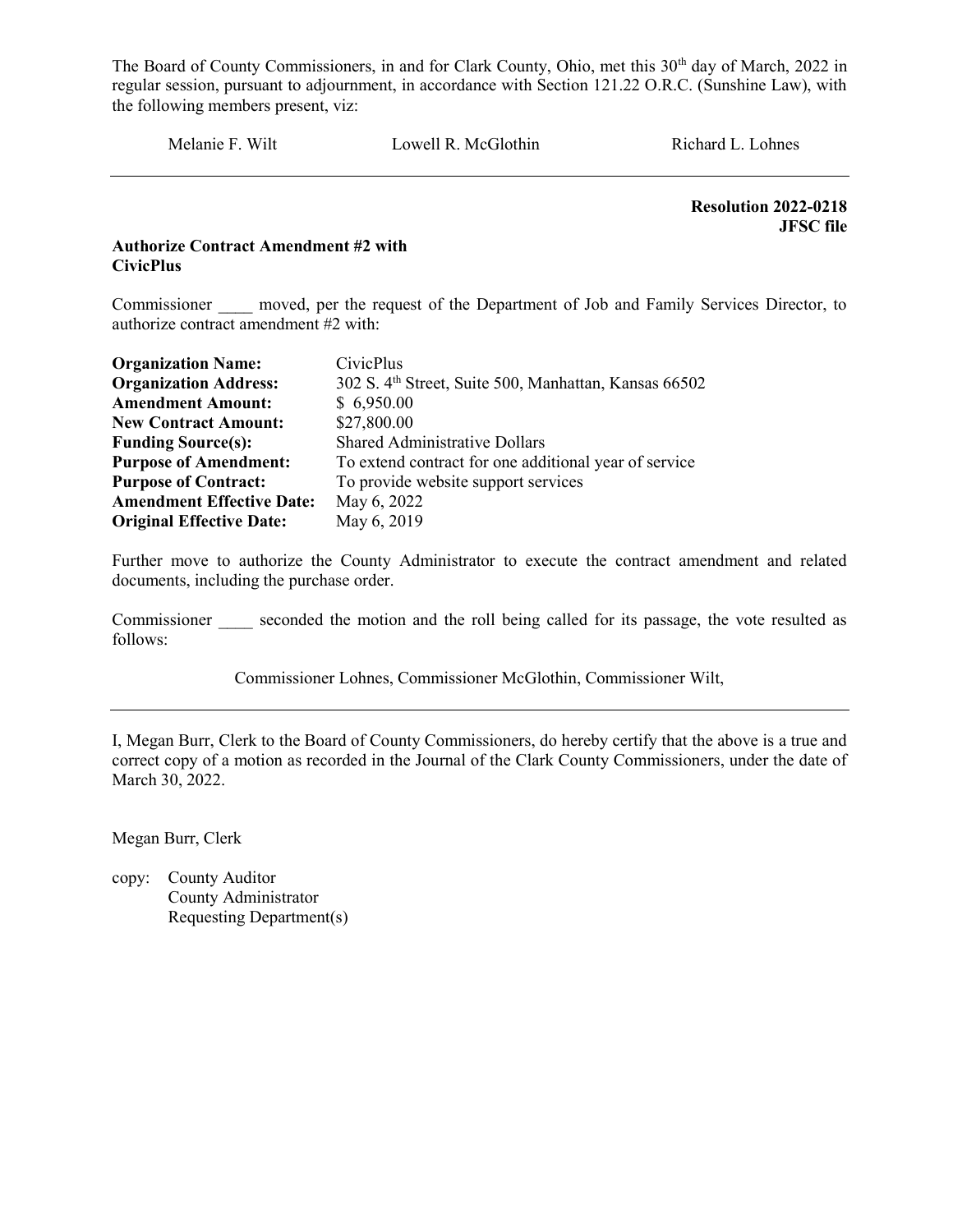The Board of County Commissioners, in and for Clark County, Ohio, met this 30th day of March, 2022 in regular session, pursuant to adjournment, in accordance with Section 121.22 O.R.C. (Sunshine Law), with the following members present, viz:

Melanie F. Wilt    Lowell R. McGlothin    Richard L. Lohnes

---

**Resolution 2022-0218**
**JFSC file**

**Authorize Contract Amendment #2 with CivicPlus**

Commissioner ____ moved, per the request of the Department of Job and Family Services Director, to authorize contract amendment #2 with:

| | |
|---|---|
| **Organization Name:** | CivicPlus |
| **Organization Address:** | 302 S. 4th Street, Suite 500, Manhattan, Kansas 66502 |
| **Amendment Amount:** | $ 6,950.00 |
| **New Contract Amount:** | $27,800.00 |
| **Funding Source(s):** | Shared Administrative Dollars |
| **Purpose of Amendment:** | To extend contract for one additional year of service |
| **Purpose of Contract:** | To provide website support services |
| **Amendment Effective Date:** | May 6, 2022 |
| **Original Effective Date:** | May 6, 2019 |

Further move to authorize the County Administrator to execute the contract amendment and related documents, including the purchase order.

Commissioner ____ seconded the motion and the roll being called for its passage, the vote resulted as follows:

Commissioner Lohnes, Commissioner McGlothin, Commissioner Wilt,

---

I, Megan Burr, Clerk to the Board of County Commissioners, do hereby certify that the above is a true and correct copy of a motion as recorded in the Journal of the Clark County Commissioners, under the date of March 30, 2022.

Megan Burr, Clerk

copy: County Auditor
County Administrator
Requesting Department(s)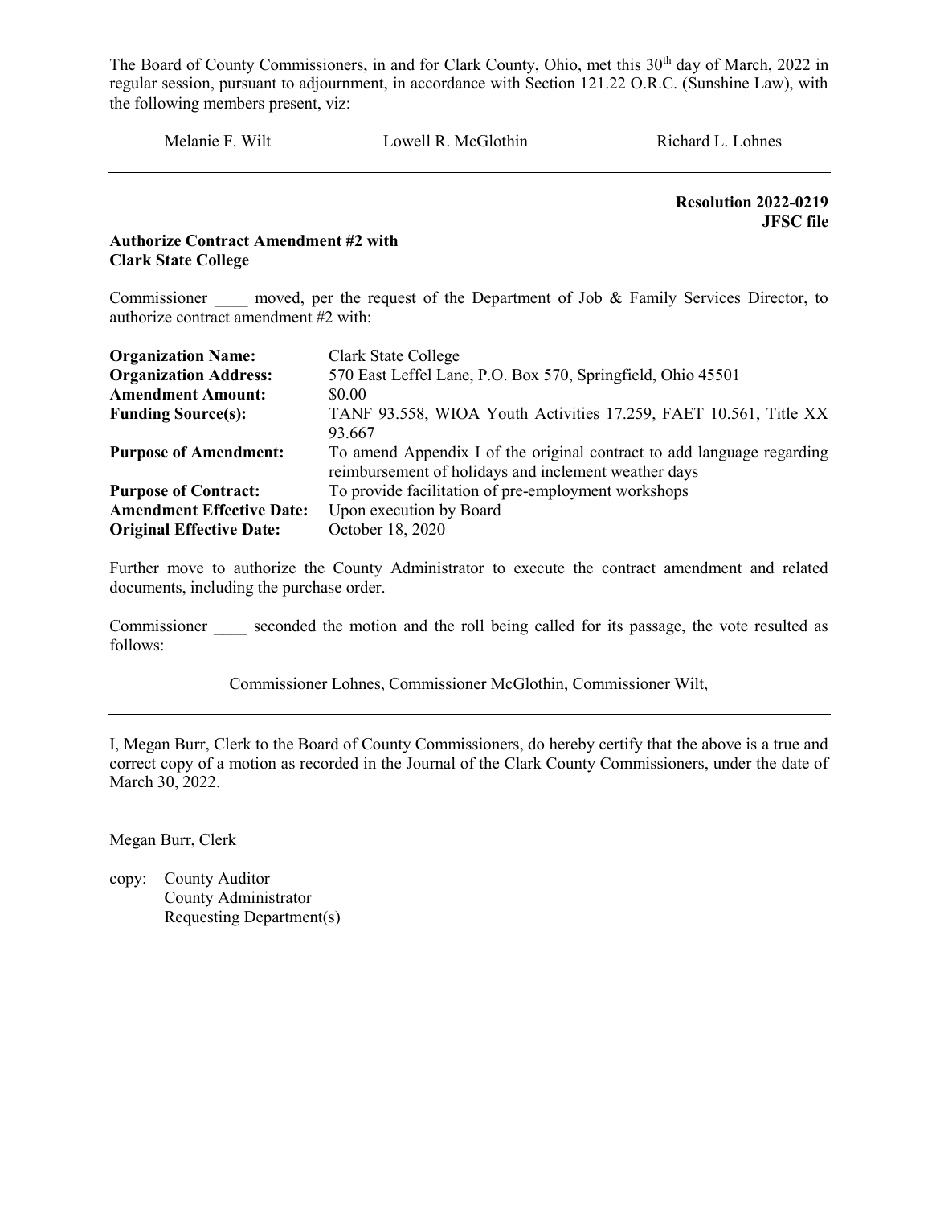The Board of County Commissioners, in and for Clark County, Ohio, met this 30th day of March, 2022 in regular session, pursuant to adjournment, in accordance with Section 121.22 O.R.C. (Sunshine Law), with the following members present, viz:

Melanie F. Wilt Lowell R. McGlothin Richard L. Lohnes

---

**Resolution 2022-0219**
**JFSC file**

**Authorize Contract Amendment #2 with Clark State College**

Commissioner ____ moved, per the request of the Department of Job & Family Services Director, to authorize contract amendment #2 with:

| | |
|---|---|
| **Organization Name:** | Clark State College |
| **Organization Address:** | 570 East Leffel Lane, P.O. Box 570, Springfield, Ohio 45501 |
| **Amendment Amount:** | $0.00 |
| **Funding Source(s):** | TANF 93.558, WIOA Youth Activities 17.259, FAET 10.561, Title XX 93.667 |
| **Purpose of Amendment:** | To amend Appendix I of the original contract to add language regarding reimbursement of holidays and inclement weather days |
| **Purpose of Contract:** | To provide facilitation of pre-employment workshops |
| **Amendment Effective Date:** | Upon execution by Board |
| **Original Effective Date:** | October 18, 2020 |

Further move to authorize the County Administrator to execute the contract amendment and related documents, including the purchase order.

Commissioner ____ seconded the motion and the roll being called for its passage, the vote resulted as follows:

Commissioner Lohnes, Commissioner McGlothin, Commissioner Wilt,

---

I, Megan Burr, Clerk to the Board of County Commissioners, do hereby certify that the above is a true and correct copy of a motion as recorded in the Journal of the Clark County Commissioners, under the date of March 30, 2022.

Megan Burr, Clerk

copy: County Auditor
County Administrator
Requesting Department(s)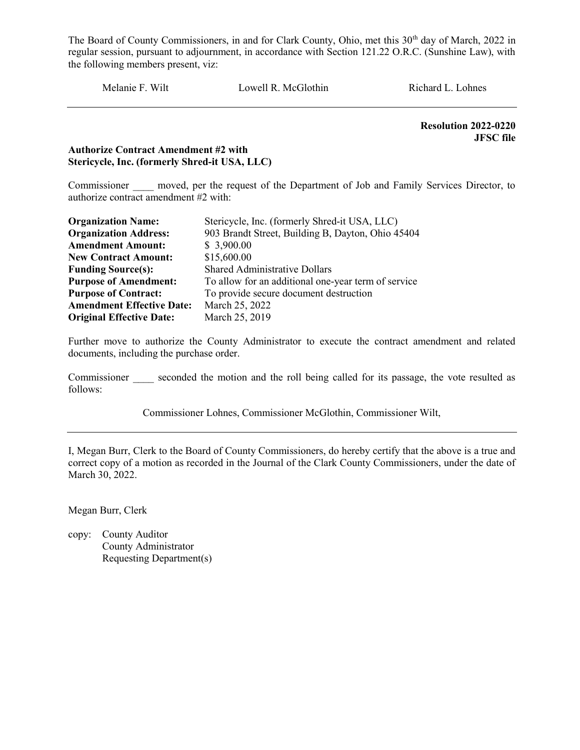The Board of County Commissioners, in and for Clark County, Ohio, met this 30th day of March, 2022 in regular session, pursuant to adjournment, in accordance with Section 121.22 O.R.C. (Sunshine Law), with the following members present, viz:

Melanie F. Wilt Lowell R. McGlothin Richard L. Lohnes

---

**Resolution 2022-0220**
**JFSC file**

**Authorize Contract Amendment #2 with Stericycle, Inc. (formerly Shred-it USA, LLC)**

Commissioner ____ moved, per the request of the Department of Job and Family Services Director, to authorize contract amendment #2 with:

| | |
|---|---|
| **Organization Name:** | Stericycle, Inc. (formerly Shred-it USA, LLC) |
| **Organization Address:** | 903 Brandt Street, Building B, Dayton, Ohio 45404 |
| **Amendment Amount:** | $ 3,900.00 |
| **New Contract Amount:** | $15,600.00 |
| **Funding Source(s):** | Shared Administrative Dollars |
| **Purpose of Amendment:** | To allow for an additional one-year term of service |
| **Purpose of Contract:** | To provide secure document destruction |
| **Amendment Effective Date:** | March 25, 2022 |
| **Original Effective Date:** | March 25, 2019 |

Further move to authorize the County Administrator to execute the contract amendment and related documents, including the purchase order.

Commissioner ____ seconded the motion and the roll being called for its passage, the vote resulted as follows:

Commissioner Lohnes, Commissioner McGlothin, Commissioner Wilt,

---

I, Megan Burr, Clerk to the Board of County Commissioners, do hereby certify that the above is a true and correct copy of a motion as recorded in the Journal of the Clark County Commissioners, under the date of March 30, 2022.

Megan Burr, Clerk

copy: County Auditor
County Administrator
Requesting Department(s)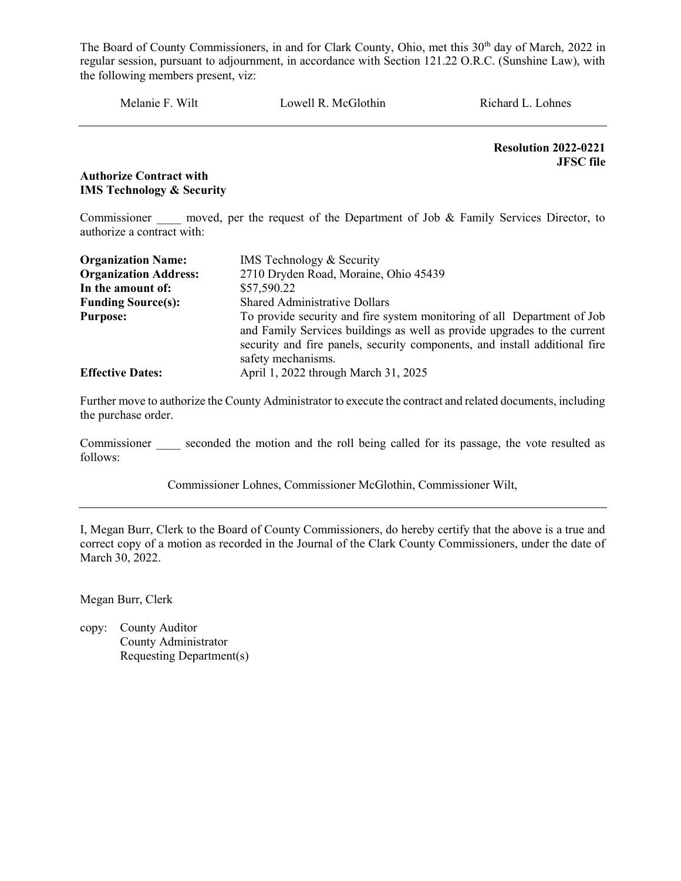The Board of County Commissioners, in and for Clark County, Ohio, met this 30th day of March, 2022 in regular session, pursuant to adjournment, in accordance with Section 121.22 O.R.C. (Sunshine Law), with the following members present, viz:

Melanie F. Wilt  Lowell R. McGlothin  Richard L. Lohnes

---

**Resolution 2022-0221**
**JFSC file**

**Authorize Contract with**
**IMS Technology & Security**

Commissioner ____ moved, per the request of the Department of Job & Family Services Director, to authorize a contract with:

| | |
|---|---|
| **Organization Name:** | IMS Technology & Security |
| **Organization Address:** | 2710 Dryden Road, Moraine, Ohio 45439 |
| **In the amount of:** | $57,590.22 |
| **Funding Source(s):** | Shared Administrative Dollars |
| **Purpose:** | To provide security and fire system monitoring of all Department of Job and Family Services buildings as well as provide upgrades to the current security and fire panels, security components, and install additional fire safety mechanisms. |
| **Effective Dates:** | April 1, 2022 through March 31, 2025 |

Further move to authorize the County Administrator to execute the contract and related documents, including the purchase order.

Commissioner ____ seconded the motion and the roll being called for its passage, the vote resulted as follows:

Commissioner Lohnes, Commissioner McGlothin, Commissioner Wilt,

---

I, Megan Burr, Clerk to the Board of County Commissioners, do hereby certify that the above is a true and correct copy of a motion as recorded in the Journal of the Clark County Commissioners, under the date of March 30, 2022.

Megan Burr, Clerk

copy: County Auditor
County Administrator
Requesting Department(s)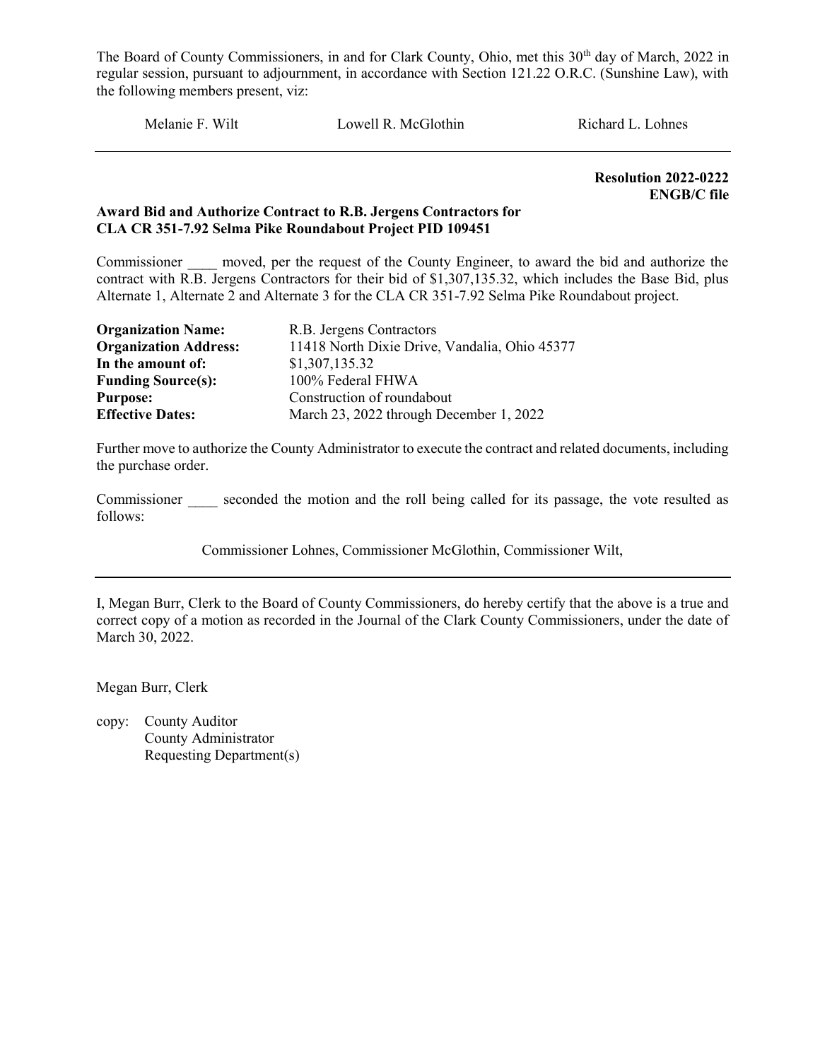The Board of County Commissioners, in and for Clark County, Ohio, met this 30th day of March, 2022 in regular session, pursuant to adjournment, in accordance with Section 121.22 O.R.C. (Sunshine Law), with the following members present, viz:

Melanie F. Wilt    Lowell R. McGlothin    Richard L. Lohnes

---

**Resolution 2022-0222**
**ENGB/C file**

**Award Bid and Authorize Contract to R.B. Jergens Contractors for CLA CR 351-7.92 Selma Pike Roundabout Project PID 109451**

Commissioner ____ moved, per the request of the County Engineer, to award the bid and authorize the contract with R.B. Jergens Contractors for their bid of $1,307,135.32, which includes the Base Bid, plus Alternate 1, Alternate 2 and Alternate 3 for the CLA CR 351-7.92 Selma Pike Roundabout project.

**Organization Name:** R.B. Jergens Contractors
**Organization Address:** 11418 North Dixie Drive, Vandalia, Ohio 45377
**In the amount of:** $1,307,135.32
**Funding Source(s):** 100% Federal FHWA
**Purpose:** Construction of roundabout
**Effective Dates:** March 23, 2022 through December 1, 2022

Further move to authorize the County Administrator to execute the contract and related documents, including the purchase order.

Commissioner ____ seconded the motion and the roll being called for its passage, the vote resulted as follows:

Commissioner Lohnes, Commissioner McGlothin, Commissioner Wilt,

---

I, Megan Burr, Clerk to the Board of County Commissioners, do hereby certify that the above is a true and correct copy of a motion as recorded in the Journal of the Clark County Commissioners, under the date of March 30, 2022.

Megan Burr, Clerk

copy: County Auditor
County Administrator
Requesting Department(s)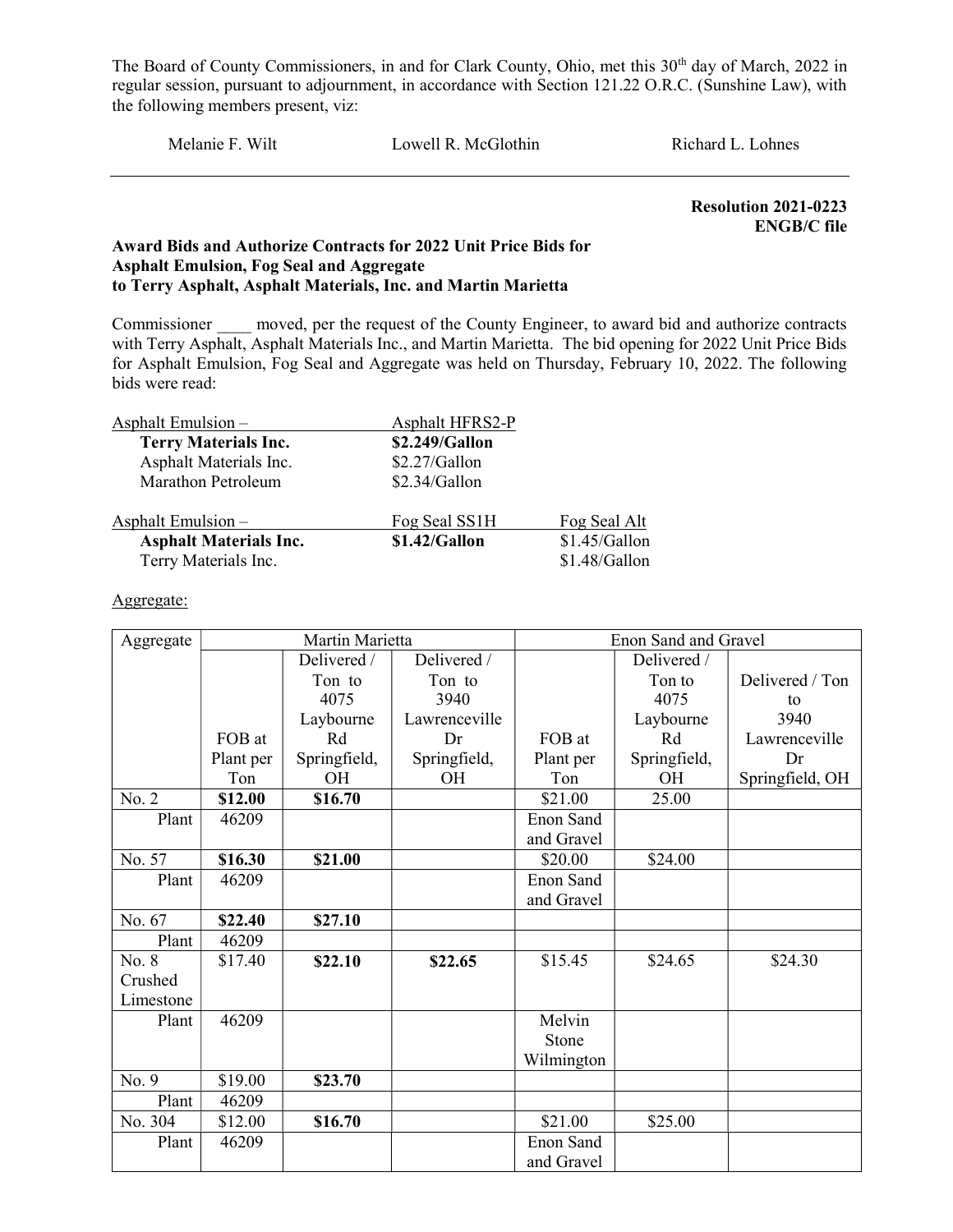The Board of County Commissioners, in and for Clark County, Ohio, met this 30th day of March, 2022 in regular session, pursuant to adjournment, in accordance with Section 121.22 O.R.C. (Sunshine Law), with the following members present, viz:

Melanie F. Wilt    Lowell R. McGlothin    Richard L. Lohnes

---

**Resolution 2021-0223**
**ENGB/C file**

**Award Bids and Authorize Contracts for 2022 Unit Price Bids for Asphalt Emulsion, Fog Seal and Aggregate to Terry Asphalt, Asphalt Materials, Inc. and Martin Marietta**

Commissioner ____ moved, per the request of the County Engineer, to award bid and authorize contracts with Terry Asphalt, Asphalt Materials Inc., and Martin Marietta. The bid opening for 2022 Unit Price Bids for Asphalt Emulsion, Fog Seal and Aggregate was held on Thursday, February 10, 2022. The following bids were read:

| Asphalt Emulsion – | Asphalt HFRS2-P |
|---|---|
| **Terry Materials Inc.** | **\$2.249/Gallon** |
| Asphalt Materials Inc. | \$2.27/Gallon |
| Marathon Petroleum | \$2.34/Gallon |

| Asphalt Emulsion – | Fog Seal SS1H | Fog Seal Alt |
|---|---|---|
| **Asphalt Materials Inc.** | **\$1.42/Gallon** | \$1.45/Gallon |
| Terry Materials Inc. | | \$1.48/Gallon |

Aggregate:

| Aggregate | Martin Marietta | | | Enon Sand and Gravel | | |
|---|---|---|---|---|---|---|
| | FOB at Plant per Ton | Delivered / Ton to 4075 Laybourne Rd Springfield, OH | Delivered / Ton to 3940 Lawrenceville Dr Springfield, OH | FOB at Plant per Ton | Delivered / Ton to 4075 Laybourne Rd Springfield, OH | Delivered / Ton to 3940 Lawrenceville Dr Springfield, OH |
| No. 2 | **\$12.00** | **\$16.70** | | \$21.00 | 25.00 | |
| Plant | 46209 | | | Enon Sand and Gravel | | |
| No. 57 | **\$16.30** | **\$21.00** | | \$20.00 | \$24.00 | |
| Plant | 46209 | | | Enon Sand and Gravel | | |
| No. 67 | **\$22.40** | **\$27.10** | | | | |
| Plant | 46209 | | | | | |
| No. 8 Crushed Limestone | \$17.40 | **\$22.10** | **\$22.65** | \$15.45 | \$24.65 | \$24.30 |
| Plant | 46209 | | | Melvin Stone Wilmington | | |
| No. 9 | \$19.00 | **\$23.70** | | | | |
| Plant | 46209 | | | | | |
| No. 304 | \$12.00 | **\$16.70** | | \$21.00 | \$25.00 | |
| Plant | 46209 | | | Enon Sand and Gravel | | |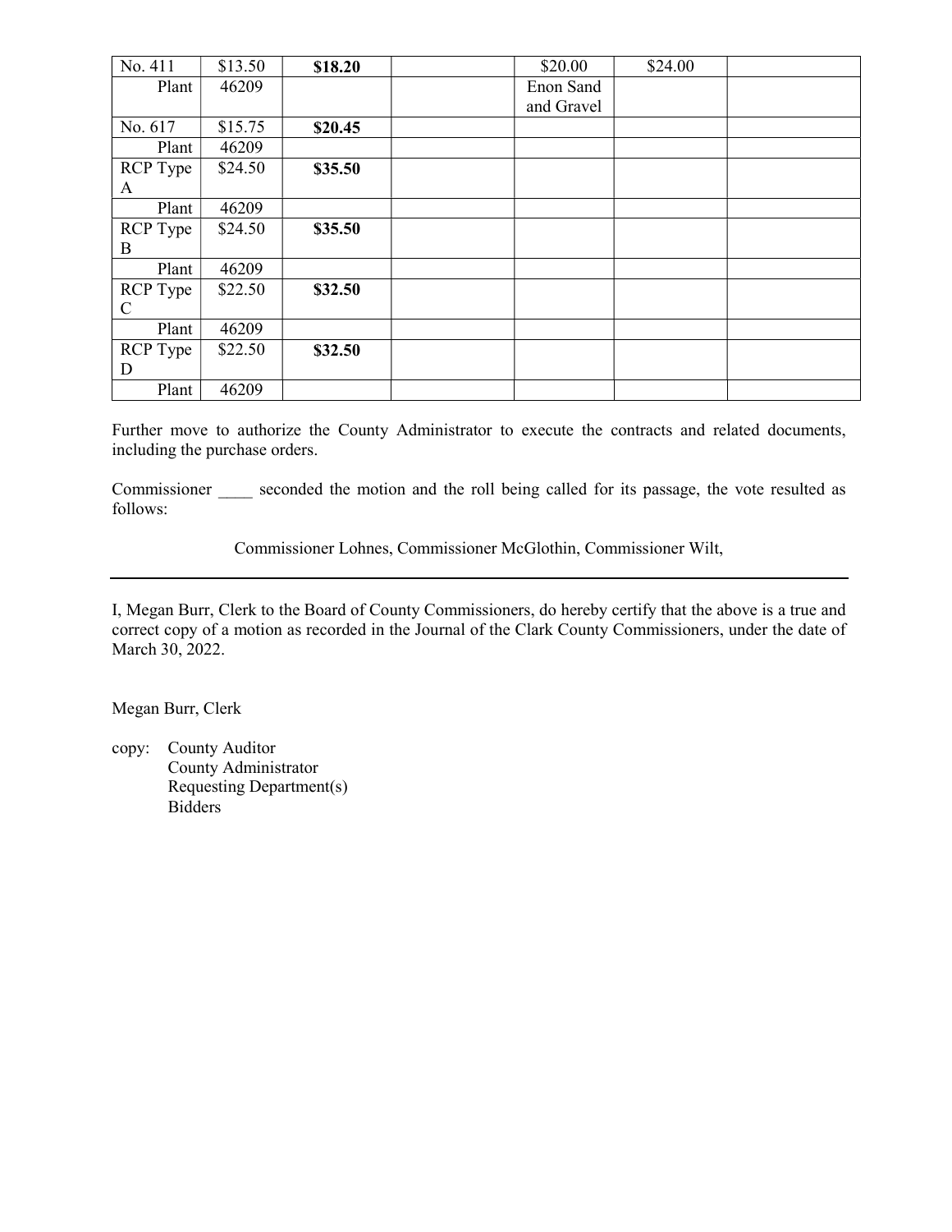| | | | | | | |
|---|---|---|---|---|---|---|
| No. 411 | $13.50 | **$18.20** | | $20.00 | $24.00 | |
| Plant | 46209 | | | Enon Sand and Gravel | | |
| No. 617 | $15.75 | **$20.45** | | | | |
| Plant | 46209 | | | | | |
| RCP Type A | $24.50 | **$35.50** | | | | |
| Plant | 46209 | | | | | |
| RCP Type B | $24.50 | **$35.50** | | | | |
| Plant | 46209 | | | | | |
| RCP Type C | $22.50 | **$32.50** | | | | |
| Plant | 46209 | | | | | |
| RCP Type D | $22.50 | **$32.50** | | | | |
| Plant | 46209 | | | | | |

Further move to authorize the County Administrator to execute the contracts and related documents, including the purchase orders.

Commissioner ____ seconded the motion and the roll being called for its passage, the vote resulted as follows:

Commissioner Lohnes, Commissioner McGlothin, Commissioner Wilt,

---

I, Megan Burr, Clerk to the Board of County Commissioners, do hereby certify that the above is a true and correct copy of a motion as recorded in the Journal of the Clark County Commissioners, under the date of March 30, 2022.

Megan Burr, Clerk

copy: County Auditor
County Administrator
Requesting Department(s)
Bidders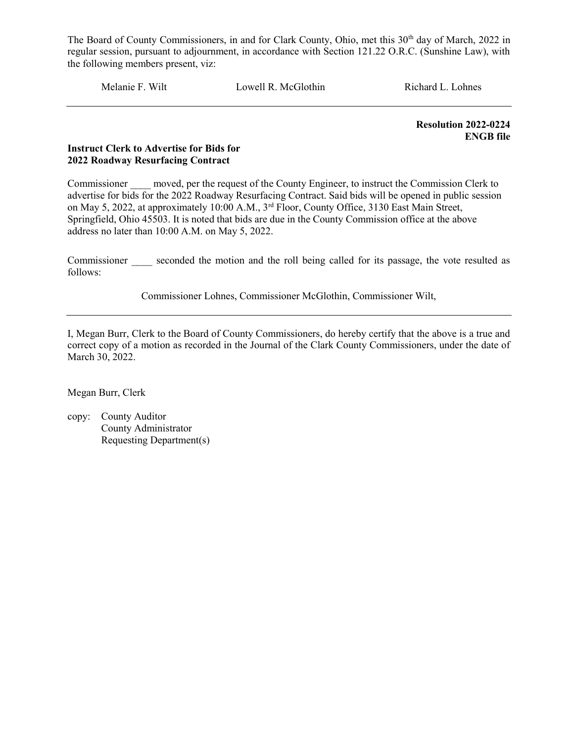The Board of County Commissioners, in and for Clark County, Ohio, met this 30th day of March, 2022 in regular session, pursuant to adjournment, in accordance with Section 121.22 O.R.C. (Sunshine Law), with the following members present, viz:

Melanie F. Wilt		Lowell R. McGlothin		Richard L. Lohnes

---

**Resolution 2022-0224**
**ENGB file**

**Instruct Clerk to Advertise for Bids for**
**2022 Roadway Resurfacing Contract**

Commissioner ____ moved, per the request of the County Engineer, to instruct the Commission Clerk to advertise for bids for the 2022 Roadway Resurfacing Contract. Said bids will be opened in public session on May 5, 2022, at approximately 10:00 A.M., 3rd Floor, County Office, 3130 East Main Street, Springfield, Ohio 45503. It is noted that bids are due in the County Commission office at the above address no later than 10:00 A.M. on May 5, 2022.

Commissioner ____ seconded the motion and the roll being called for its passage, the vote resulted as follows:

Commissioner Lohnes, Commissioner McGlothin, Commissioner Wilt,

---

I, Megan Burr, Clerk to the Board of County Commissioners, do hereby certify that the above is a true and correct copy of a motion as recorded in the Journal of the Clark County Commissioners, under the date of March 30, 2022.

Megan Burr, Clerk

copy: County Auditor
County Administrator
Requesting Department(s)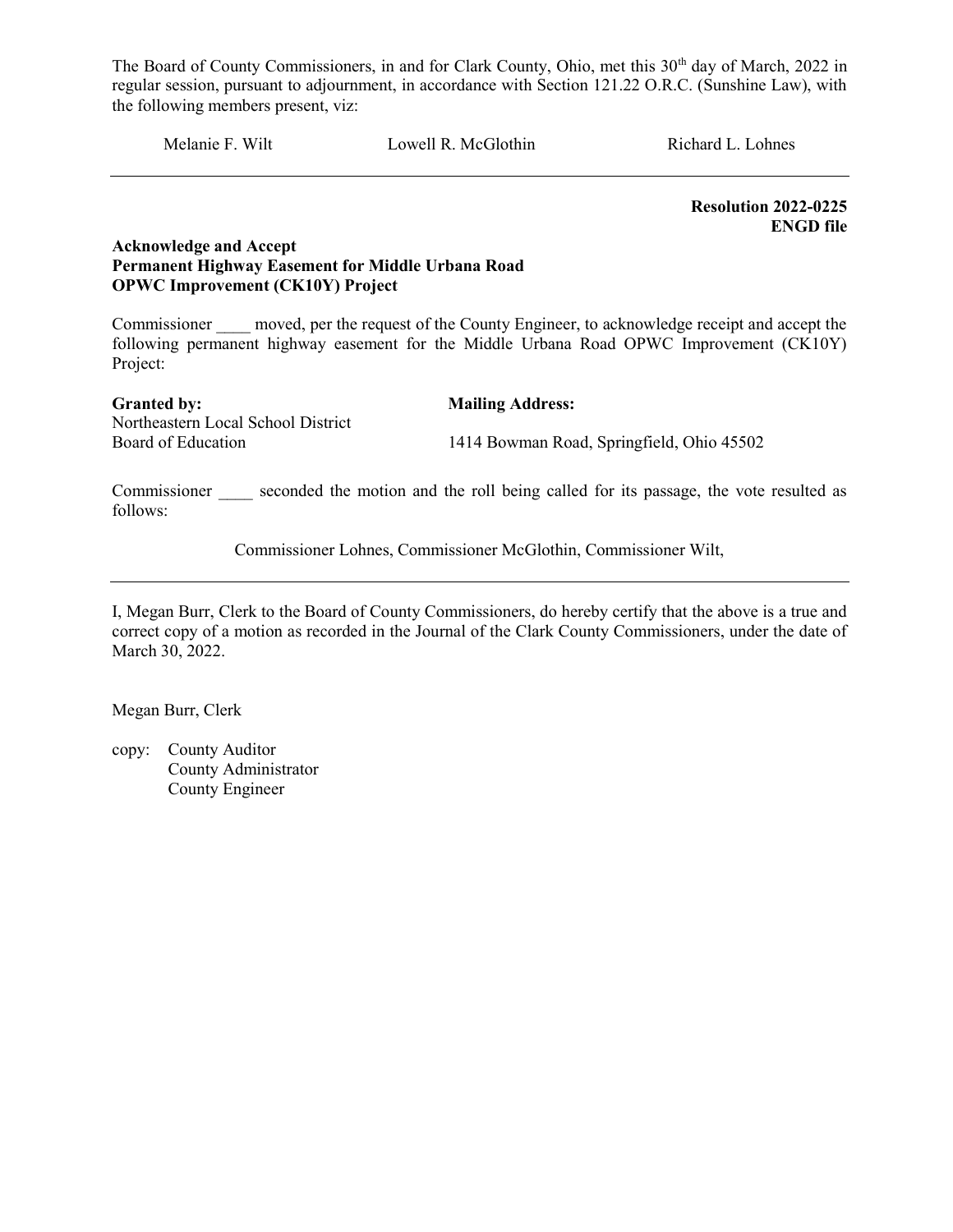The Board of County Commissioners, in and for Clark County, Ohio, met this 30th day of March, 2022 in regular session, pursuant to adjournment, in accordance with Section 121.22 O.R.C. (Sunshine Law), with the following members present, viz:

Melanie F. Wilt    Lowell R. McGlothin    Richard L. Lohnes

---

**Resolution 2022-0225**
**ENGD file**

**Acknowledge and Accept**
**Permanent Highway Easement for Middle Urbana Road**
**OPWC Improvement (CK10Y) Project**

Commissioner ____ moved, per the request of the County Engineer, to acknowledge receipt and accept the following permanent highway easement for the Middle Urbana Road OPWC Improvement (CK10Y) Project:

| **Granted by:** | **Mailing Address:** |
|---|---|
| Northeastern Local School District Board of Education | 1414 Bowman Road, Springfield, Ohio 45502 |

Commissioner ____ seconded the motion and the roll being called for its passage, the vote resulted as follows:

Commissioner Lohnes, Commissioner McGlothin, Commissioner Wilt,

---

I, Megan Burr, Clerk to the Board of County Commissioners, do hereby certify that the above is a true and correct copy of a motion as recorded in the Journal of the Clark County Commissioners, under the date of March 30, 2022.

Megan Burr, Clerk

copy: County Auditor
County Administrator
County Engineer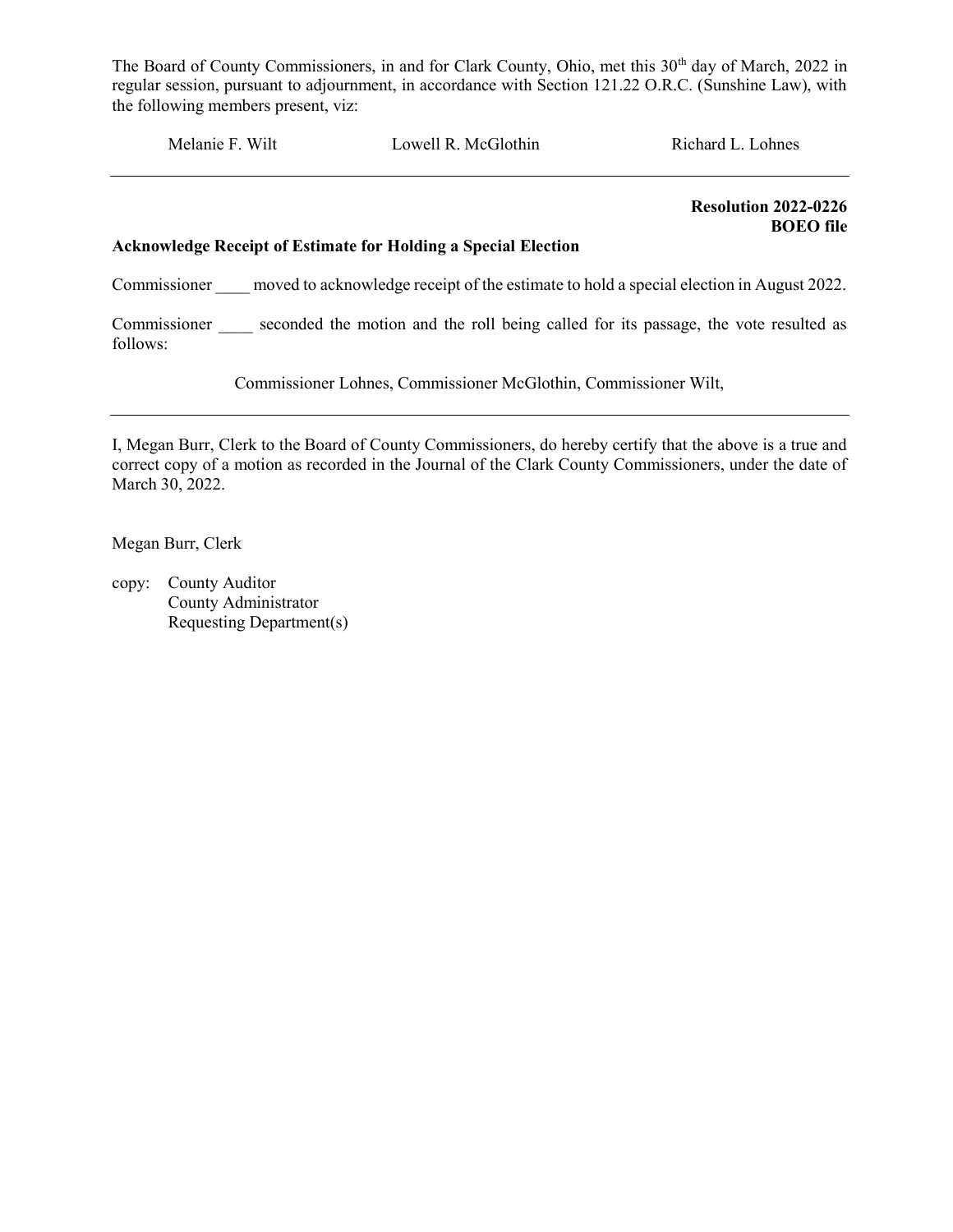The Board of County Commissioners, in and for Clark County, Ohio, met this 30th day of March, 2022 in regular session, pursuant to adjournment, in accordance with Section 121.22 O.R.C. (Sunshine Law), with the following members present, viz:

Melanie F. Wilt    Lowell R. McGlothin    Richard L. Lohnes

---

**Resolution 2022-0226**
**BOEO file**

**Acknowledge Receipt of Estimate for Holding a Special Election**

Commissioner ____ moved to acknowledge receipt of the estimate to hold a special election in August 2022.

Commissioner ____ seconded the motion and the roll being called for its passage, the vote resulted as follows:

Commissioner Lohnes, Commissioner McGlothin, Commissioner Wilt,

---

I, Megan Burr, Clerk to the Board of County Commissioners, do hereby certify that the above is a true and correct copy of a motion as recorded in the Journal of the Clark County Commissioners, under the date of March 30, 2022.

Megan Burr, Clerk

copy: County Auditor
County Administrator
Requesting Department(s)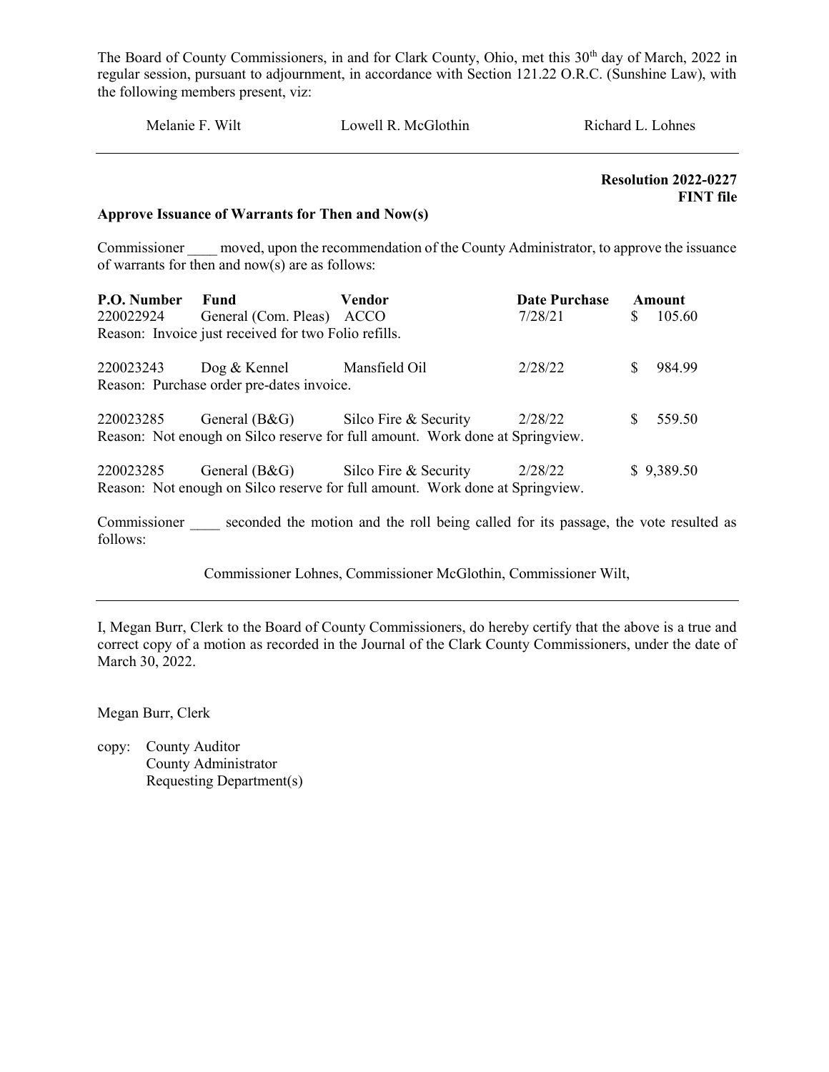The Board of County Commissioners, in and for Clark County, Ohio, met this 30th day of March, 2022 in regular session, pursuant to adjournment, in accordance with Section 121.22 O.R.C. (Sunshine Law), with the following members present, viz:

Melanie F. Wilt          Lowell R. McGlothin          Richard L. Lohnes

---

**Resolution 2022-0227**
**FINT file**

**Approve Issuance of Warrants for Then and Now(s)**

Commissioner ____ moved, upon the recommendation of the County Administrator, to approve the issuance of warrants for then and now(s) are as follows:

| P.O. Number | Fund | Vendor | Date Purchase | Amount |
|---|---|---|---|---|
| 220022924 | General (Com. Pleas) | ACCO | 7/28/21 | $ 105.60 |
| Reason: Invoice just received for two Folio refills. | | | | |
| 220023243 | Dog & Kennel | Mansfield Oil | 2/28/22 | $ 984.99 |
| Reason: Purchase order pre-dates invoice. | | | | |
| 220023285 | General (B&G) | Silco Fire & Security | 2/28/22 | $ 559.50 |
| Reason: Not enough on Silco reserve for full amount. Work done at Springview. | | | | |
| 220023285 | General (B&G) | Silco Fire & Security | 2/28/22 | $ 9,389.50 |
| Reason: Not enough on Silco reserve for full amount. Work done at Springview. | | | | |

Commissioner ____ seconded the motion and the roll being called for its passage, the vote resulted as follows:

Commissioner Lohnes, Commissioner McGlothin, Commissioner Wilt,

---

I, Megan Burr, Clerk to the Board of County Commissioners, do hereby certify that the above is a true and correct copy of a motion as recorded in the Journal of the Clark County Commissioners, under the date of March 30, 2022.

Megan Burr, Clerk

copy: County Auditor
County Administrator
Requesting Department(s)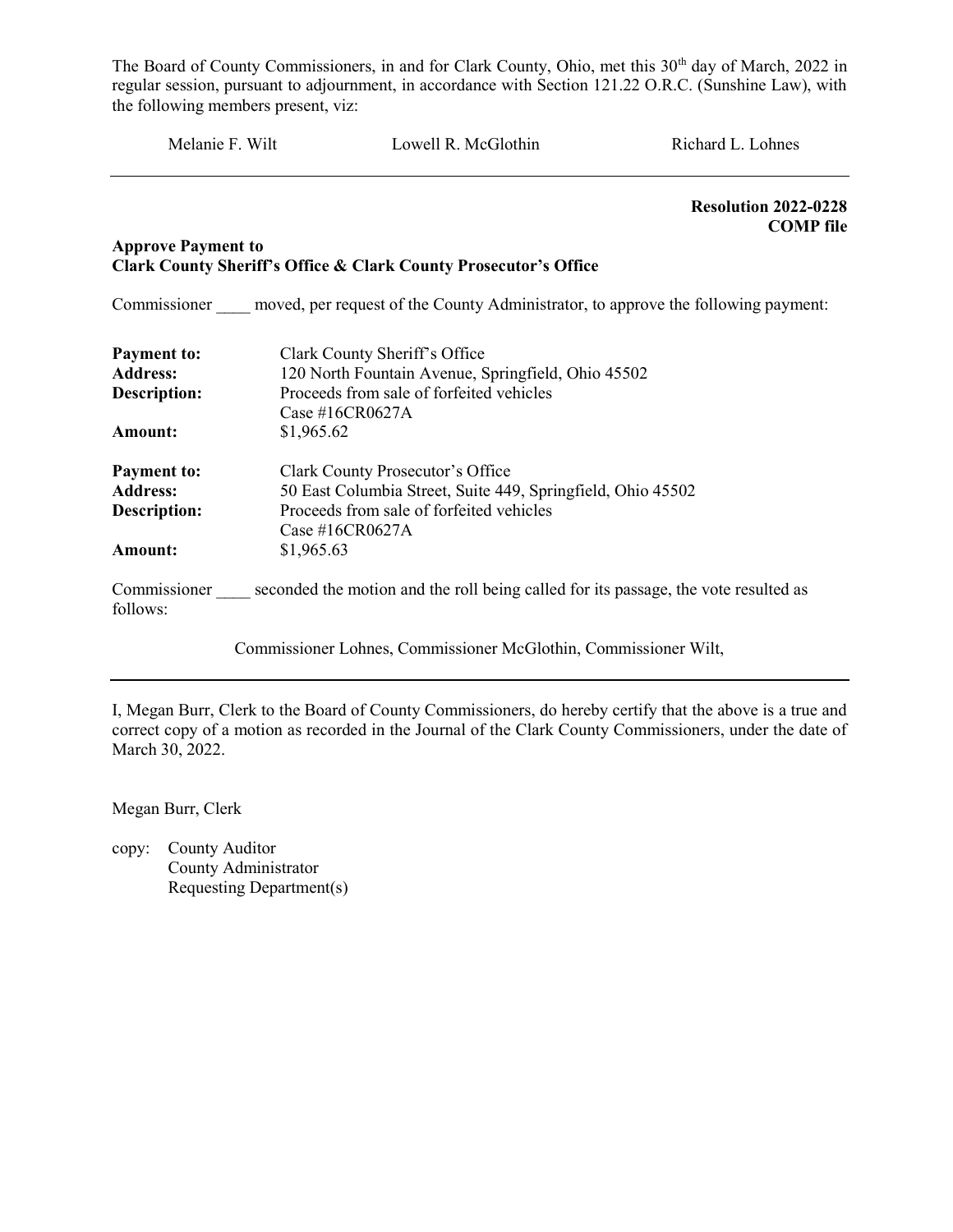The Board of County Commissioners, in and for Clark County, Ohio, met this 30th day of March, 2022 in regular session, pursuant to adjournment, in accordance with Section 121.22 O.R.C. (Sunshine Law), with the following members present, viz:

Melanie F. Wilt　　　Lowell R. McGlothin　　　Richard L. Lohnes

---

**Resolution 2022-0228**
**COMP file**

**Approve Payment to**
**Clark County Sheriff's Office & Clark County Prosecutor's Office**

Commissioner ____ moved, per request of the County Administrator, to approve the following payment:

| | |
|---|---|
| **Payment to:** | Clark County Sheriff's Office |
| **Address:** | 120 North Fountain Avenue, Springfield, Ohio 45502 |
| **Description:** | Proceeds from sale of forfeited vehicles<br>Case #16CR0627A |
| **Amount:** | $1,965.62 |

| | |
|---|---|
| **Payment to:** | Clark County Prosecutor's Office |
| **Address:** | 50 East Columbia Street, Suite 449, Springfield, Ohio 45502 |
| **Description:** | Proceeds from sale of forfeited vehicles<br>Case #16CR0627A |
| **Amount:** | $1,965.63 |

Commissioner ____ seconded the motion and the roll being called for its passage, the vote resulted as follows:

Commissioner Lohnes, Commissioner McGlothin, Commissioner Wilt,

---

I, Megan Burr, Clerk to the Board of County Commissioners, do hereby certify that the above is a true and correct copy of a motion as recorded in the Journal of the Clark County Commissioners, under the date of March 30, 2022.

Megan Burr, Clerk

copy: County Auditor
County Administrator
Requesting Department(s)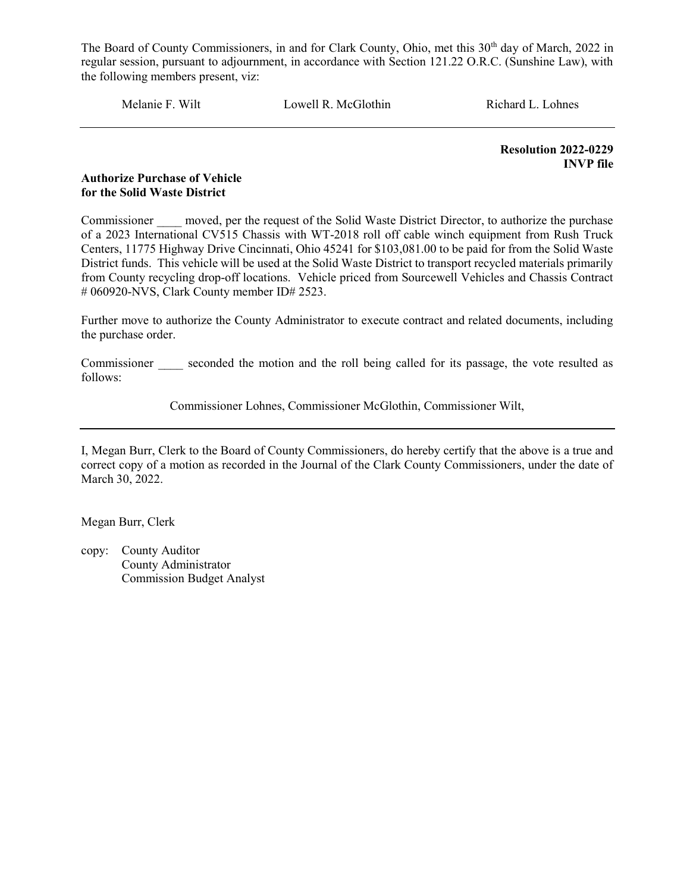The Board of County Commissioners, in and for Clark County, Ohio, met this 30th day of March, 2022 in regular session, pursuant to adjournment, in accordance with Section 121.22 O.R.C. (Sunshine Law), with the following members present, viz:

Melanie F. Wilt     Lowell R. McGlothin     Richard L. Lohnes

---

**Resolution 2022-0229**
**INVP file**

**Authorize Purchase of Vehicle for the Solid Waste District**

Commissioner ____ moved, per the request of the Solid Waste District Director, to authorize the purchase of a 2023 International CV515 Chassis with WT-2018 roll off cable winch equipment from Rush Truck Centers, 11775 Highway Drive Cincinnati, Ohio 45241 for $103,081.00 to be paid for from the Solid Waste District funds. This vehicle will be used at the Solid Waste District to transport recycled materials primarily from County recycling drop-off locations. Vehicle priced from Sourcewell Vehicles and Chassis Contract # 060920-NVS, Clark County member ID# 2523.

Further move to authorize the County Administrator to execute contract and related documents, including the purchase order.

Commissioner ____ seconded the motion and the roll being called for its passage, the vote resulted as follows:

Commissioner Lohnes, Commissioner McGlothin, Commissioner Wilt,

---

I, Megan Burr, Clerk to the Board of County Commissioners, do hereby certify that the above is a true and correct copy of a motion as recorded in the Journal of the Clark County Commissioners, under the date of March 30, 2022.

Megan Burr, Clerk

copy: County Auditor
County Administrator
Commission Budget Analyst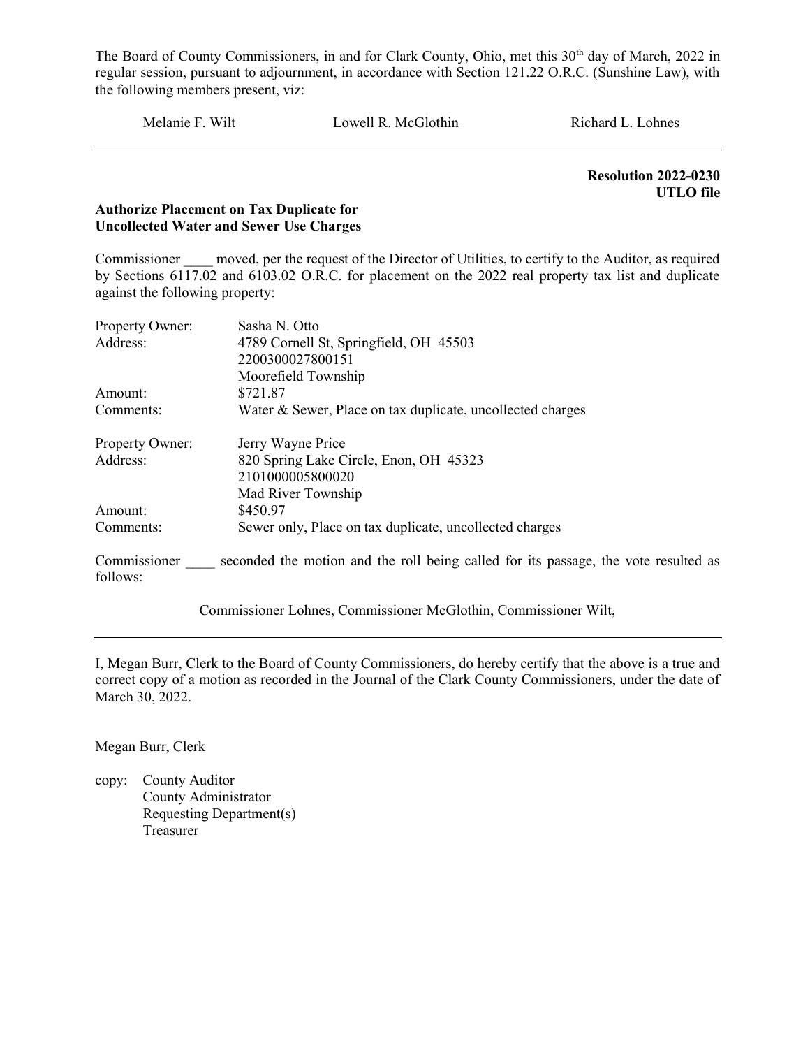The Board of County Commissioners, in and for Clark County, Ohio, met this 30th day of March, 2022 in regular session, pursuant to adjournment, in accordance with Section 121.22 O.R.C. (Sunshine Law), with the following members present, viz:

Melanie F. Wilt    Lowell R. McGlothin    Richard L. Lohnes

---

**Resolution 2022-0230**
**UTLO file**

**Authorize Placement on Tax Duplicate for Uncollected Water and Sewer Use Charges**

Commissioner ____ moved, per the request of the Director of Utilities, to certify to the Auditor, as required by Sections 6117.02 and 6103.02 O.R.C. for placement on the 2022 real property tax list and duplicate against the following property:

| | |
|---|---|
| Property Owner: | Sasha N. Otto |
| Address: | 4789 Cornell St, Springfield, OH 45503 |
| | 2200300027800151 |
| | Moorefield Township |
| Amount: | $721.87 |
| Comments: | Water & Sewer, Place on tax duplicate, uncollected charges |

| | |
|---|---|
| Property Owner: | Jerry Wayne Price |
| Address: | 820 Spring Lake Circle, Enon, OH 45323 |
| | 2101000005800020 |
| | Mad River Township |
| Amount: | $450.97 |
| Comments: | Sewer only, Place on tax duplicate, uncollected charges |

Commissioner ____ seconded the motion and the roll being called for its passage, the vote resulted as follows:

Commissioner Lohnes, Commissioner McGlothin, Commissioner Wilt,

---

I, Megan Burr, Clerk to the Board of County Commissioners, do hereby certify that the above is a true and correct copy of a motion as recorded in the Journal of the Clark County Commissioners, under the date of March 30, 2022.

Megan Burr, Clerk

copy: County Auditor
County Administrator
Requesting Department(s)
Treasurer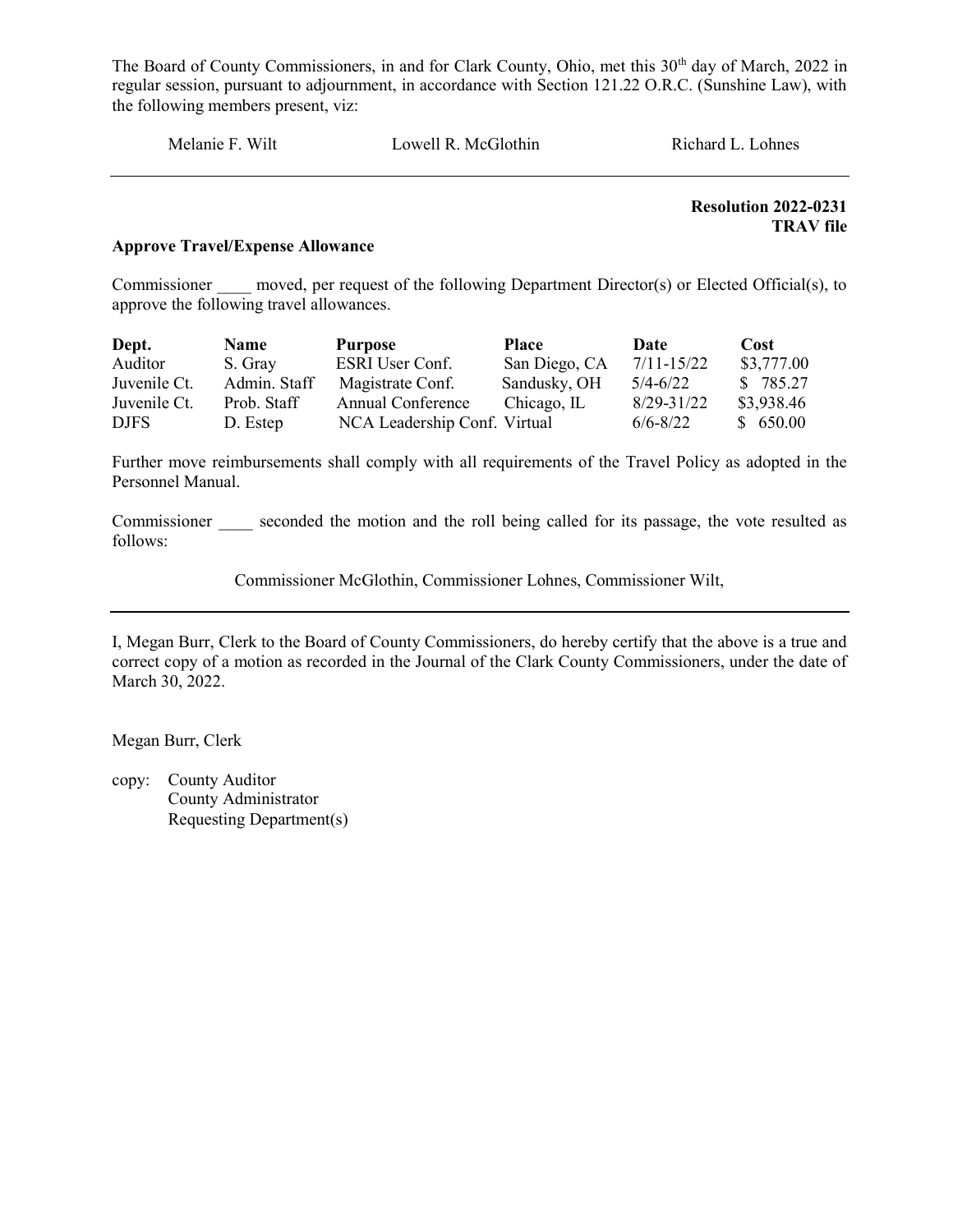The Board of County Commissioners, in and for Clark County, Ohio, met this 30th day of March, 2022 in regular session, pursuant to adjournment, in accordance with Section 121.22 O.R.C. (Sunshine Law), with the following members present, viz:

Melanie F. Wilt    Lowell R. McGlothin    Richard L. Lohnes

---

**Resolution 2022-0231**
**TRAV file**

**Approve Travel/Expense Allowance**

Commissioner ____ moved, per request of the following Department Director(s) or Elected Official(s), to approve the following travel allowances.

| Dept. | Name | Purpose | Place | Date | Cost |
|---|---|---|---|---|---|
| Auditor | S. Gray | ESRI User Conf. | San Diego, CA | 7/11-15/22 | $3,777.00 |
| Juvenile Ct. | Admin. Staff | Magistrate Conf. | Sandusky, OH | 5/4-6/22 | $ 785.27 |
| Juvenile Ct. | Prob. Staff | Annual Conference | Chicago, IL | 8/29-31/22 | $3,938.46 |
| DJFS | D. Estep | NCA Leadership Conf. | Virtual | 6/6-8/22 | $ 650.00 |

Further move reimbursements shall comply with all requirements of the Travel Policy as adopted in the Personnel Manual.

Commissioner ____ seconded the motion and the roll being called for its passage, the vote resulted as follows:

Commissioner McGlothin, Commissioner Lohnes, Commissioner Wilt,

---

I, Megan Burr, Clerk to the Board of County Commissioners, do hereby certify that the above is a true and correct copy of a motion as recorded in the Journal of the Clark County Commissioners, under the date of March 30, 2022.

Megan Burr, Clerk

copy: County Auditor
County Administrator
Requesting Department(s)